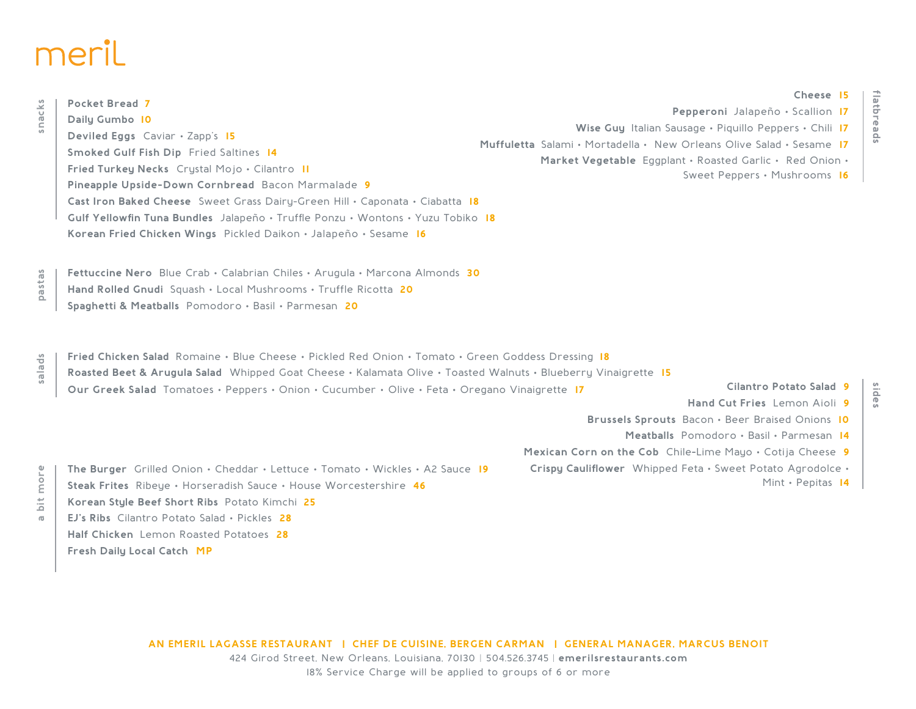# meril

## snacks

**Pocket Bread** 7

**Daily Gumbo** 10

**Deviled Eggs** Caviar • Zapp's 15

**Smoked Gulf Fish Dip** Fried Saltines 14

**Fried Turkey Necks** Crystal Mojo • Cilantro 11

**Pineapple Upside-Down Cornbread** Bacon Marmalade 9

**Cast Iron Baked Cheese** Sweet Grass Dairy-Green Hill • Caponata • Ciabatta 18

**Gulf Yellowfin Tuna Bundles** Jalapeño • Truffle Ponzu • Wontons • Yuzu Tobiko 18

**Korean Fried Chicken Wings** Pickled Daikon • Jalapeño • Sesame 16

## flatbreads

**Cheese** 15

**Pepperoni** Jalapeño • Scallion 17

**Wise Guy** Italian Sausage • Piquillo Peppers • Chili 17

**Muffuletta** Salami • Mortadella • New Orleans Olive Salad • Sesame 17

**Market Vegetable** Eggplant • Roasted Garlic • Red Onion • Sweet Peppers • Mushrooms 16

## pastas

**Fettuccine Nero** Blue Crab • Calabrian Chiles • Arugula • Marcona Almonds 30

**Hand Rolled Gnudi** Squash • Local Mushrooms • Truffle Ricotta 20

**Spaghetti & Meatballs** Pomodoro • Basil • Parmesan 20

## salads

**Fried Chicken Salad** Romaine • Blue Cheese • Pickled Red Onion • Tomato • Green Goddess Dressing 18

**Roasted Beet & Arugula Salad** Whipped Goat Cheese • Kalamata Olive • Toasted Walnuts • Blueberry Vinaigrette 15

**Our Greek Salad** Tomatoes • Peppers • Onion • Cucumber • Olive • Feta • Oregano Vinaigrette 17

## sides

**Cilantro Potato Salad** 9

**Hand Cut Fries** Lemon Aioli 9

**Brussels Sprouts** Bacon • Beer Braised Onions 10

**Meatballs** Pomodoro • Basil • Parmesan 14

**Mexican Corn on the Cob** Chile-Lime Mayo • Cotija Cheese 9

**Crispy Cauliflower** Whipped Feta • Sweet Potato Agrodolce • Mint • Pepitas 14

## a bit more

**The Burger** Grilled Onion • Cheddar • Lettuce • Tomato • Wickles • A2 Sauce 19

**Steak Frites** Ribeye • Horseradish Sauce • House Worcestershire 46

**Korean Style Beef Short Ribs** Potato Kimchi 25

**EJ's Ribs** Cilantro Potato Salad • Pickles 28

**Half Chicken** Lemon Roasted Potatoes 28

**Fresh Daily Local Catch** MP

AN EMERIL LAGASSE RESTAURANT | CHEF DE CUISINE, BERGEN CARMAN | GENERAL MANAGER, MARCUS BENOIT

424 Girod Street, New Orleans, Louisiana, 70130 | 504.526.3745 | **emerilsrestaurants.com**

18% Service Charge will be applied to groups of 6 or more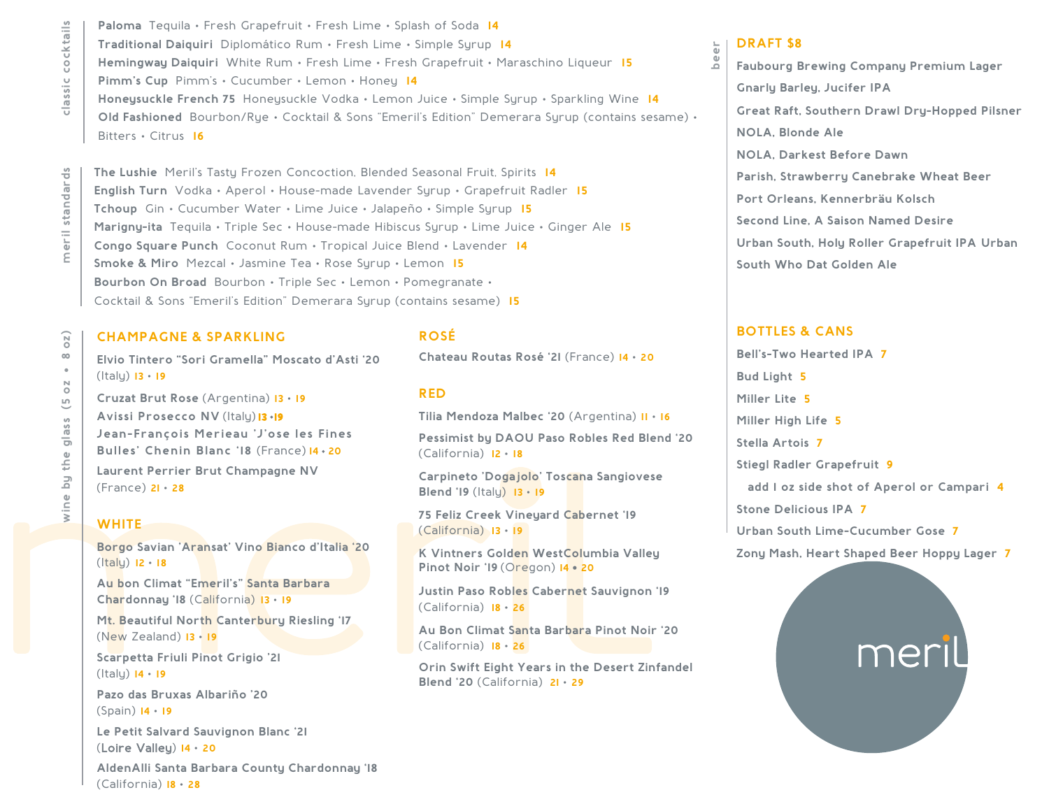## classic cocktails

**Paloma** Tequila • Fresh Grapefruit • Fresh Lime • Splash of Soda 14

**Traditional Daiquiri** Diplomático Rum • Fresh Lime • Simple Syrup 14

**Hemingway Daiquiri** White Rum • Fresh Lime • Fresh Grapefruit • Maraschino Liqueur 15

**Pimm's Cup** Pimm's • Cucumber • Lemon • Honey 14

**Honeysuckle French 75** Honeysuckle Vodka • Lemon Juice • Simple Syrup • Sparkling Wine 14

**Old Fashioned** Bourbon/Rye • Cocktail & Sons "Emeril's Edition" Demerara Syrup (contains sesame) • Bitters • Citrus 16

## meril standards

**The Lushie** Meril's Tasty Frozen Concoction, Blended Seasonal Fruit, Spirits 14

**English Turn** Vodka • Aperol • House-made Lavender Syrup • Grapefruit Radler 15

**Tchoup** Gin • Cucumber Water • Lime Juice • Jalapeño • Simple Syrup 15

**Marigny-ita** Tequila • Triple Sec • House-made Hibiscus Syrup • Lime Juice • Ginger Ale 15

**Congo Square Punch** Coconut Rum • Tropical Juice Blend • Lavender 14

**Smoke & Miro** Mezcal • Jasmine Tea • Rose Syrup • Lemon 15

**Bourbon On Broad** Bourbon • Triple Sec • Lemon • Pomegranate • Cocktail & Sons "Emeril's Edition" Demerara Syrup (contains sesame) 15

## wine by the glass (5 oz • 8 oz)

### CHAMPAGNE & SPARKLING

**Elvio Tintero "Sori Gramella" Moscato d'Asti '20** (Italy) 13 • 19

**Cruzat Brut Rose** (Argentina) 13 • 19

**Avissi Prosecco NV** (Italy) 13 • 19

**Jean-François Merieau 'J'ose les Fines Bulles' Chenin Blanc '18** (France) 14 • 20

**Laurent Perrier Brut Champagne NV** (France) 21 • 28

### WHITE

**Borgo Savian 'Aransat' Vino Bianco d'Italia '20** (Italy) 12 • 18

**Au bon Climat "Emeril's" Santa Barbara Chardonnay '18** (California) 13 • 19

**Mt. Beautiful North Canterbury Riesling '17** (New Zealand) 13 • 19

**Scarpetta Friuli Pinot Grigio '21** (Italy) 14 • 19

**Pazo das Bruxas Albariño '20** (Spain) 14 • 19

**Le Petit Salvard Sauvignon Blanc '21** (Loire Valley) 14 • 20

**AldenAlli Santa Barbara County Chardonnay '18** (California) 18 • 28

### ROSÉ

**Chateau Routas Rosé '21** (France) 14 • 20

### RED

**Tilia Mendoza Malbec '20** (Argentina) 11 • 16

**Pessimist by DAOU Paso Robles Red Blend '20** (California) 12 • 18

**Carpineto 'Dogajolo' Toscana Sangiovese Blend '19** (Italy) 13 • 19

**75 Feliz Creek Vineyard Cabernet '19** (California) 13 • 19

**K Vintners Golden WestColumbia Valley Pinot Noir '19** (Oregon) 14 • 20

**Justin Paso Robles Cabernet Sauvignon '19** (California) 18 • 26

**Au Bon Climat Santa Barbara Pinot Noir '20** (California) 18 • 26

**Orin Swift Eight Years in the Desert Zinfandel Blend '20** (California) 21 • 29

## beer

### DRAFT $8

Faubourg Brewing Company Premium Lager

Gnarly Barley, Jucifer IPA

Great Raft, Southern Drawl Dry-Hopped Pilsner

NOLA, Blonde Ale

NOLA, Darkest Before Dawn

Parish, Strawberry Canebrake Wheat Beer

Port Orleans, Kennerbräu Kolsch

Second Line, A Saison Named Desire

Urban South, Holy Roller Grapefruit IPA Urban South Who Dat Golden Ale

### BOTTLES & CANS

Bell's-Two Hearted IPA 7

Bud Light 5

Miller Lite 5

Miller High Life 5

Stella Artois 7

Stiegl Radler Grapefruit 9

add 1 oz side shot of Aperol or Campari 4

Stone Delicious IPA 7

Urban South Lime-Cucumber Gose 7

Zony Mash, Heart Shaped Beer Hoppy Lager 7

meril